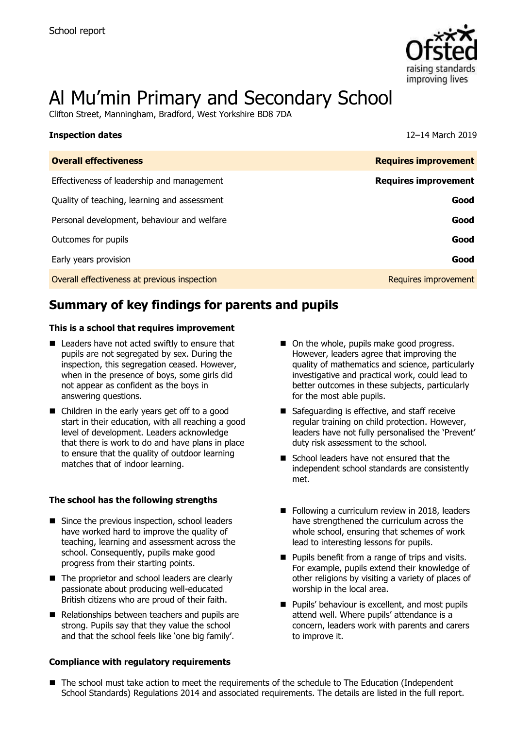School report

# Al Mu'min Primary and Secondary School

Clifton Street, Manningham, Bradford, West Yorkshire BD8 7DA

**Inspection dates** 12–14 March 2019

| **Overall effectiveness** | **Requires improvement** |
|---|---|
| Effectiveness of leadership and management | **Requires improvement** |
| Quality of teaching, learning and assessment | **Good** |
| Personal development, behaviour and welfare | **Good** |
| Outcomes for pupils | **Good** |
| Early years provision | **Good** |
| Overall effectiveness at previous inspection | Requires improvement |

## Summary of key findings for parents and pupils

**This is a school that requires improvement**

- Leaders have not acted swiftly to ensure that pupils are not segregated by sex. During the inspection, this segregation ceased. However, when in the presence of boys, some girls did not appear as confident as the boys in answering questions.
- Children in the early years get off to a good start in their education, with all reaching a good level of development. Leaders acknowledge that there is work to do and have plans in place to ensure that the quality of outdoor learning matches that of indoor learning.
- On the whole, pupils make good progress. However, leaders agree that improving the quality of mathematics and science, particularly investigative and practical work, could lead to better outcomes in these subjects, particularly for the most able pupils.
- Safeguarding is effective, and staff receive regular training on child protection. However, leaders have not fully personalised the 'Prevent' duty risk assessment to the school.
- School leaders have not ensured that the independent school standards are consistently met.

**The school has the following strengths**

- Since the previous inspection, school leaders have worked hard to improve the quality of teaching, learning and assessment across the school. Consequently, pupils make good progress from their starting points.
- The proprietor and school leaders are clearly passionate about producing well-educated British citizens who are proud of their faith.
- Relationships between teachers and pupils are strong. Pupils say that they value the school and that the school feels like 'one big family'.
- Following a curriculum review in 2018, leaders have strengthened the curriculum across the whole school, ensuring that schemes of work lead to interesting lessons for pupils.
- Pupils benefit from a range of trips and visits. For example, pupils extend their knowledge of other religions by visiting a variety of places of worship in the local area.
- Pupils' behaviour is excellent, and most pupils attend well. Where pupils' attendance is a concern, leaders work with parents and carers to improve it.

**Compliance with regulatory requirements**

- The school must take action to meet the requirements of the schedule to The Education (Independent School Standards) Regulations 2014 and associated requirements. The details are listed in the full report.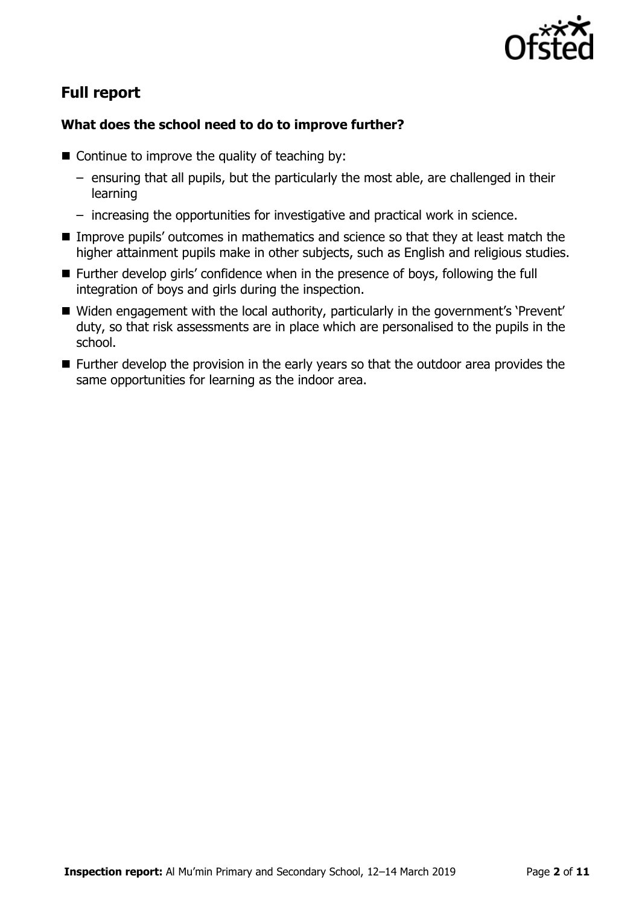## Full report

### What does the school need to do to improve further?

- Continue to improve the quality of teaching by:
  - ensuring that all pupils, but the particularly the most able, are challenged in their learning
  - increasing the opportunities for investigative and practical work in science.
- Improve pupils' outcomes in mathematics and science so that they at least match the higher attainment pupils make in other subjects, such as English and religious studies.
- Further develop girls' confidence when in the presence of boys, following the full integration of boys and girls during the inspection.
- Widen engagement with the local authority, particularly in the government's 'Prevent' duty, so that risk assessments are in place which are personalised to the pupils in the school.
- Further develop the provision in the early years so that the outdoor area provides the same opportunities for learning as the indoor area.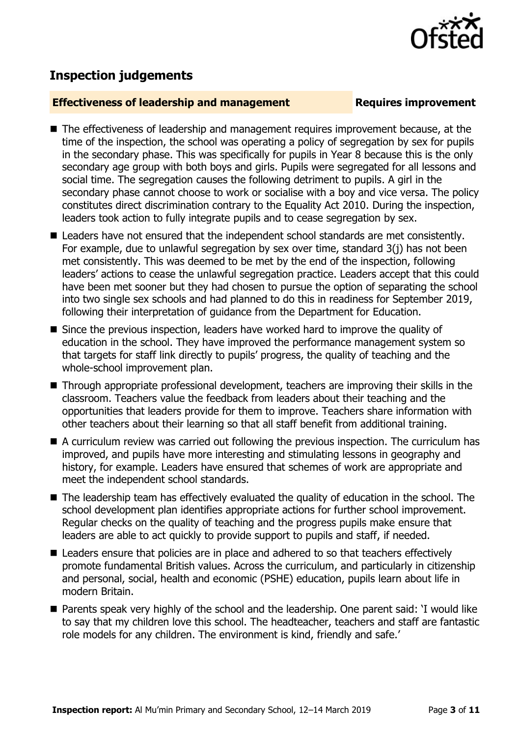## Inspection judgements

**Effectiveness of leadership and management** | **Requires improvement**

- The effectiveness of leadership and management requires improvement because, at the time of the inspection, the school was operating a policy of segregation by sex for pupils in the secondary phase. This was specifically for pupils in Year 8 because this is the only secondary age group with both boys and girls. Pupils were segregated for all lessons and social time. The segregation causes the following detriment to pupils. A girl in the secondary phase cannot choose to work or socialise with a boy and vice versa. The policy constitutes direct discrimination contrary to the Equality Act 2010. During the inspection, leaders took action to fully integrate pupils and to cease segregation by sex.
- Leaders have not ensured that the independent school standards are met consistently. For example, due to unlawful segregation by sex over time, standard 3(j) has not been met consistently. This was deemed to be met by the end of the inspection, following leaders' actions to cease the unlawful segregation practice. Leaders accept that this could have been met sooner but they had chosen to pursue the option of separating the school into two single sex schools and had planned to do this in readiness for September 2019, following their interpretation of guidance from the Department for Education.
- Since the previous inspection, leaders have worked hard to improve the quality of education in the school. They have improved the performance management system so that targets for staff link directly to pupils' progress, the quality of teaching and the whole-school improvement plan.
- Through appropriate professional development, teachers are improving their skills in the classroom. Teachers value the feedback from leaders about their teaching and the opportunities that leaders provide for them to improve. Teachers share information with other teachers about their learning so that all staff benefit from additional training.
- A curriculum review was carried out following the previous inspection. The curriculum has improved, and pupils have more interesting and stimulating lessons in geography and history, for example. Leaders have ensured that schemes of work are appropriate and meet the independent school standards.
- The leadership team has effectively evaluated the quality of education in the school. The school development plan identifies appropriate actions for further school improvement. Regular checks on the quality of teaching and the progress pupils make ensure that leaders are able to act quickly to provide support to pupils and staff, if needed.
- Leaders ensure that policies are in place and adhered to so that teachers effectively promote fundamental British values. Across the curriculum, and particularly in citizenship and personal, social, health and economic (PSHE) education, pupils learn about life in modern Britain.
- Parents speak very highly of the school and the leadership. One parent said: 'I would like to say that my children love this school. The headteacher, teachers and staff are fantastic role models for any children. The environment is kind, friendly and safe.'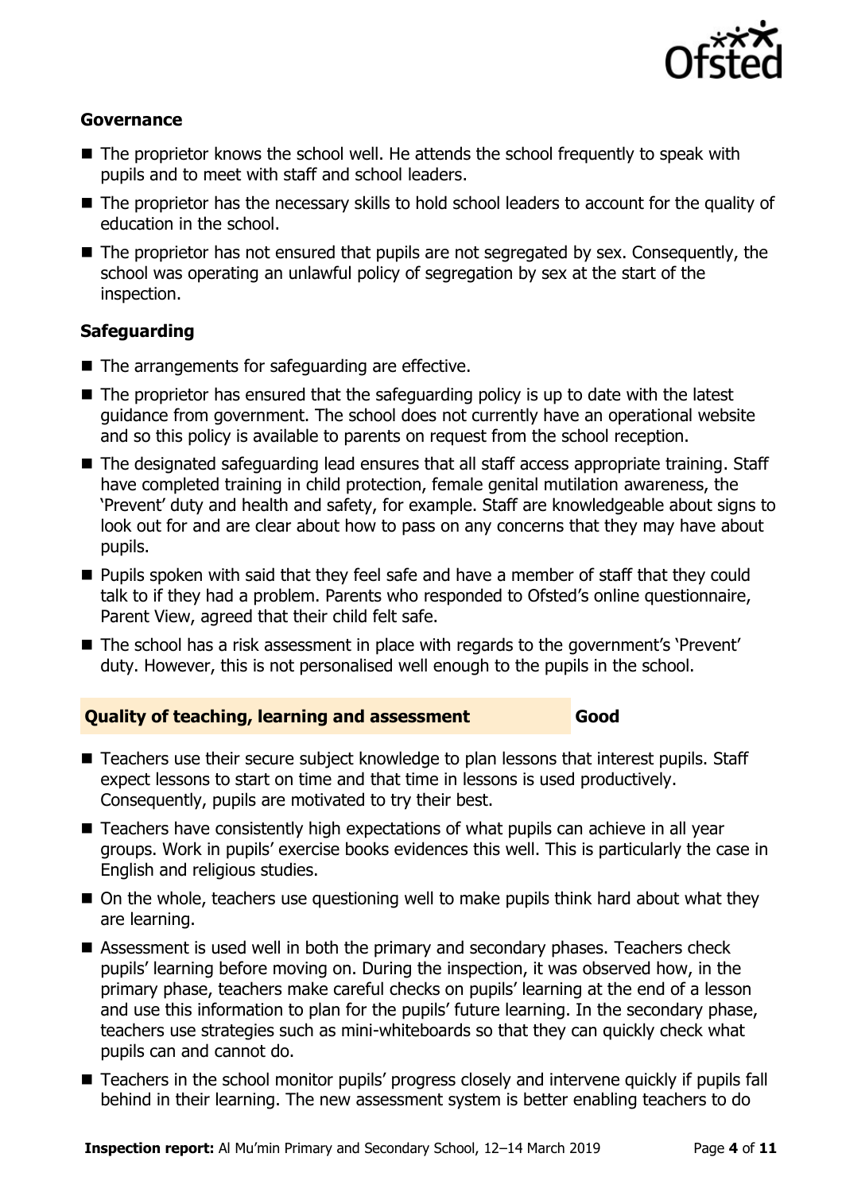### Governance

- The proprietor knows the school well. He attends the school frequently to speak with pupils and to meet with staff and school leaders.
- The proprietor has the necessary skills to hold school leaders to account for the quality of education in the school.
- The proprietor has not ensured that pupils are not segregated by sex. Consequently, the school was operating an unlawful policy of segregation by sex at the start of the inspection.

### Safeguarding

- The arrangements for safeguarding are effective.
- The proprietor has ensured that the safeguarding policy is up to date with the latest guidance from government. The school does not currently have an operational website and so this policy is available to parents on request from the school reception.
- The designated safeguarding lead ensures that all staff access appropriate training. Staff have completed training in child protection, female genital mutilation awareness, the 'Prevent' duty and health and safety, for example. Staff are knowledgeable about signs to look out for and are clear about how to pass on any concerns that they may have about pupils.
- Pupils spoken with said that they feel safe and have a member of staff that they could talk to if they had a problem. Parents who responded to Ofsted's online questionnaire, Parent View, agreed that their child felt safe.
- The school has a risk assessment in place with regards to the government's 'Prevent' duty. However, this is not personalised well enough to the pupils in the school.

## Quality of teaching, learning and assessment — Good

- Teachers use their secure subject knowledge to plan lessons that interest pupils. Staff expect lessons to start on time and that time in lessons is used productively. Consequently, pupils are motivated to try their best.
- Teachers have consistently high expectations of what pupils can achieve in all year groups. Work in pupils' exercise books evidences this well. This is particularly the case in English and religious studies.
- On the whole, teachers use questioning well to make pupils think hard about what they are learning.
- Assessment is used well in both the primary and secondary phases. Teachers check pupils' learning before moving on. During the inspection, it was observed how, in the primary phase, teachers make careful checks on pupils' learning at the end of a lesson and use this information to plan for the pupils' future learning. In the secondary phase, teachers use strategies such as mini-whiteboards so that they can quickly check what pupils can and cannot do.
- Teachers in the school monitor pupils' progress closely and intervene quickly if pupils fall behind in their learning. The new assessment system is better enabling teachers to do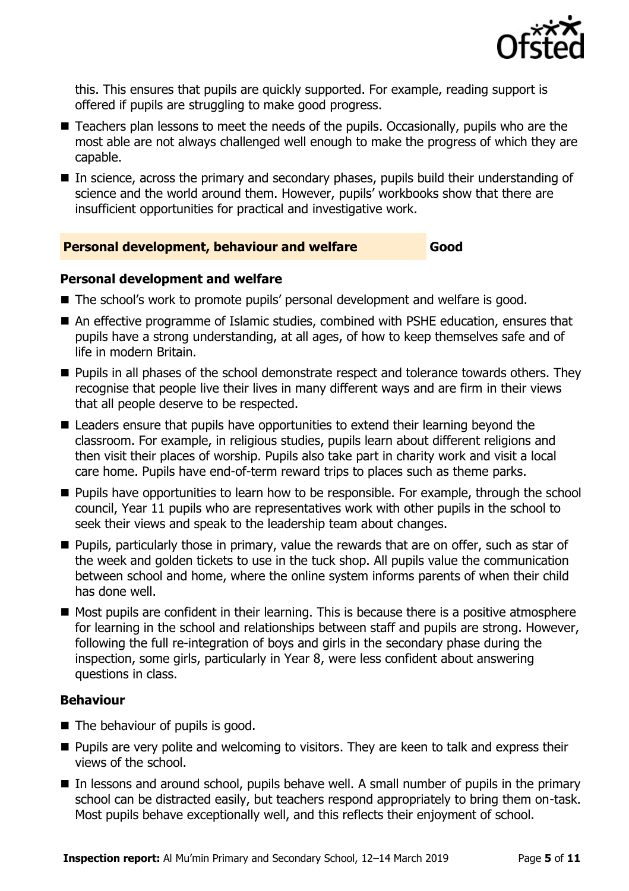this. This ensures that pupils are quickly supported. For example, reading support is offered if pupils are struggling to make good progress.

- Teachers plan lessons to meet the needs of the pupils. Occasionally, pupils who are the most able are not always challenged well enough to make the progress of which they are capable.
- In science, across the primary and secondary phases, pupils build their understanding of science and the world around them. However, pupils' workbooks show that there are insufficient opportunities for practical and investigative work.

## Personal development, behaviour and welfare — Good

### Personal development and welfare

- The school's work to promote pupils' personal development and welfare is good.
- An effective programme of Islamic studies, combined with PSHE education, ensures that pupils have a strong understanding, at all ages, of how to keep themselves safe and of life in modern Britain.
- Pupils in all phases of the school demonstrate respect and tolerance towards others. They recognise that people live their lives in many different ways and are firm in their views that all people deserve to be respected.
- Leaders ensure that pupils have opportunities to extend their learning beyond the classroom. For example, in religious studies, pupils learn about different religions and then visit their places of worship. Pupils also take part in charity work and visit a local care home. Pupils have end-of-term reward trips to places such as theme parks.
- Pupils have opportunities to learn how to be responsible. For example, through the school council, Year 11 pupils who are representatives work with other pupils in the school to seek their views and speak to the leadership team about changes.
- Pupils, particularly those in primary, value the rewards that are on offer, such as star of the week and golden tickets to use in the tuck shop. All pupils value the communication between school and home, where the online system informs parents of when their child has done well.
- Most pupils are confident in their learning. This is because there is a positive atmosphere for learning in the school and relationships between staff and pupils are strong. However, following the full re-integration of boys and girls in the secondary phase during the inspection, some girls, particularly in Year 8, were less confident about answering questions in class.

### Behaviour

- The behaviour of pupils is good.
- Pupils are very polite and welcoming to visitors. They are keen to talk and express their views of the school.
- In lessons and around school, pupils behave well. A small number of pupils in the primary school can be distracted easily, but teachers respond appropriately to bring them on-task. Most pupils behave exceptionally well, and this reflects their enjoyment of school.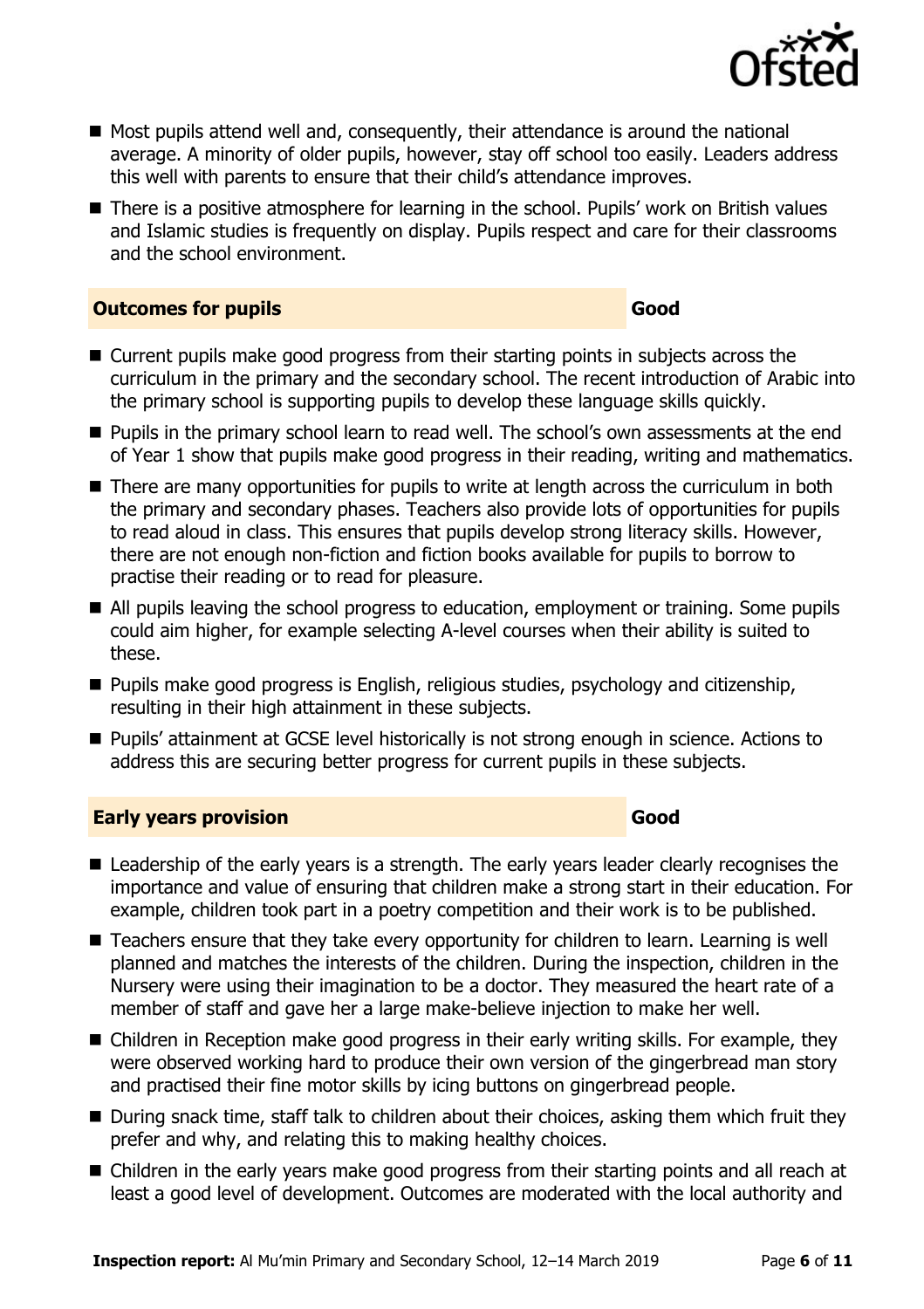- Most pupils attend well and, consequently, their attendance is around the national average. A minority of older pupils, however, stay off school too easily. Leaders address this well with parents to ensure that their child's attendance improves.
- There is a positive atmosphere for learning in the school. Pupils' work on British values and Islamic studies is frequently on display. Pupils respect and care for their classrooms and the school environment.

## Outcomes for pupils — Good

- Current pupils make good progress from their starting points in subjects across the curriculum in the primary and the secondary school. The recent introduction of Arabic into the primary school is supporting pupils to develop these language skills quickly.
- Pupils in the primary school learn to read well. The school's own assessments at the end of Year 1 show that pupils make good progress in their reading, writing and mathematics.
- There are many opportunities for pupils to write at length across the curriculum in both the primary and secondary phases. Teachers also provide lots of opportunities for pupils to read aloud in class. This ensures that pupils develop strong literacy skills. However, there are not enough non-fiction and fiction books available for pupils to borrow to practise their reading or to read for pleasure.
- All pupils leaving the school progress to education, employment or training. Some pupils could aim higher, for example selecting A-level courses when their ability is suited to these.
- Pupils make good progress is English, religious studies, psychology and citizenship, resulting in their high attainment in these subjects.
- Pupils' attainment at GCSE level historically is not strong enough in science. Actions to address this are securing better progress for current pupils in these subjects.

## Early years provision — Good

- Leadership of the early years is a strength. The early years leader clearly recognises the importance and value of ensuring that children make a strong start in their education. For example, children took part in a poetry competition and their work is to be published.
- Teachers ensure that they take every opportunity for children to learn. Learning is well planned and matches the interests of the children. During the inspection, children in the Nursery were using their imagination to be a doctor. They measured the heart rate of a member of staff and gave her a large make-believe injection to make her well.
- Children in Reception make good progress in their early writing skills. For example, they were observed working hard to produce their own version of the gingerbread man story and practised their fine motor skills by icing buttons on gingerbread people.
- During snack time, staff talk to children about their choices, asking them which fruit they prefer and why, and relating this to making healthy choices.
- Children in the early years make good progress from their starting points and all reach at least a good level of development. Outcomes are moderated with the local authority and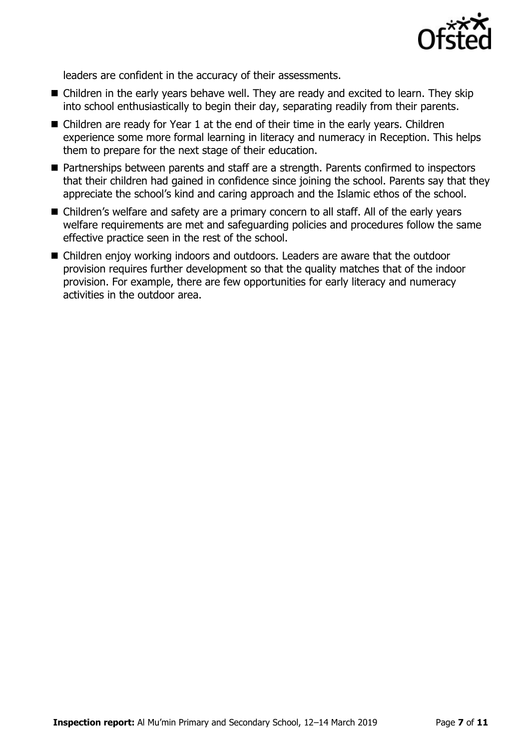leaders are confident in the accuracy of their assessments.

- Children in the early years behave well. They are ready and excited to learn. They skip into school enthusiastically to begin their day, separating readily from their parents.
- Children are ready for Year 1 at the end of their time in the early years. Children experience some more formal learning in literacy and numeracy in Reception. This helps them to prepare for the next stage of their education.
- Partnerships between parents and staff are a strength. Parents confirmed to inspectors that their children had gained in confidence since joining the school. Parents say that they appreciate the school's kind and caring approach and the Islamic ethos of the school.
- Children's welfare and safety are a primary concern to all staff. All of the early years welfare requirements are met and safeguarding policies and procedures follow the same effective practice seen in the rest of the school.
- Children enjoy working indoors and outdoors. Leaders are aware that the outdoor provision requires further development so that the quality matches that of the indoor provision. For example, there are few opportunities for early literacy and numeracy activities in the outdoor area.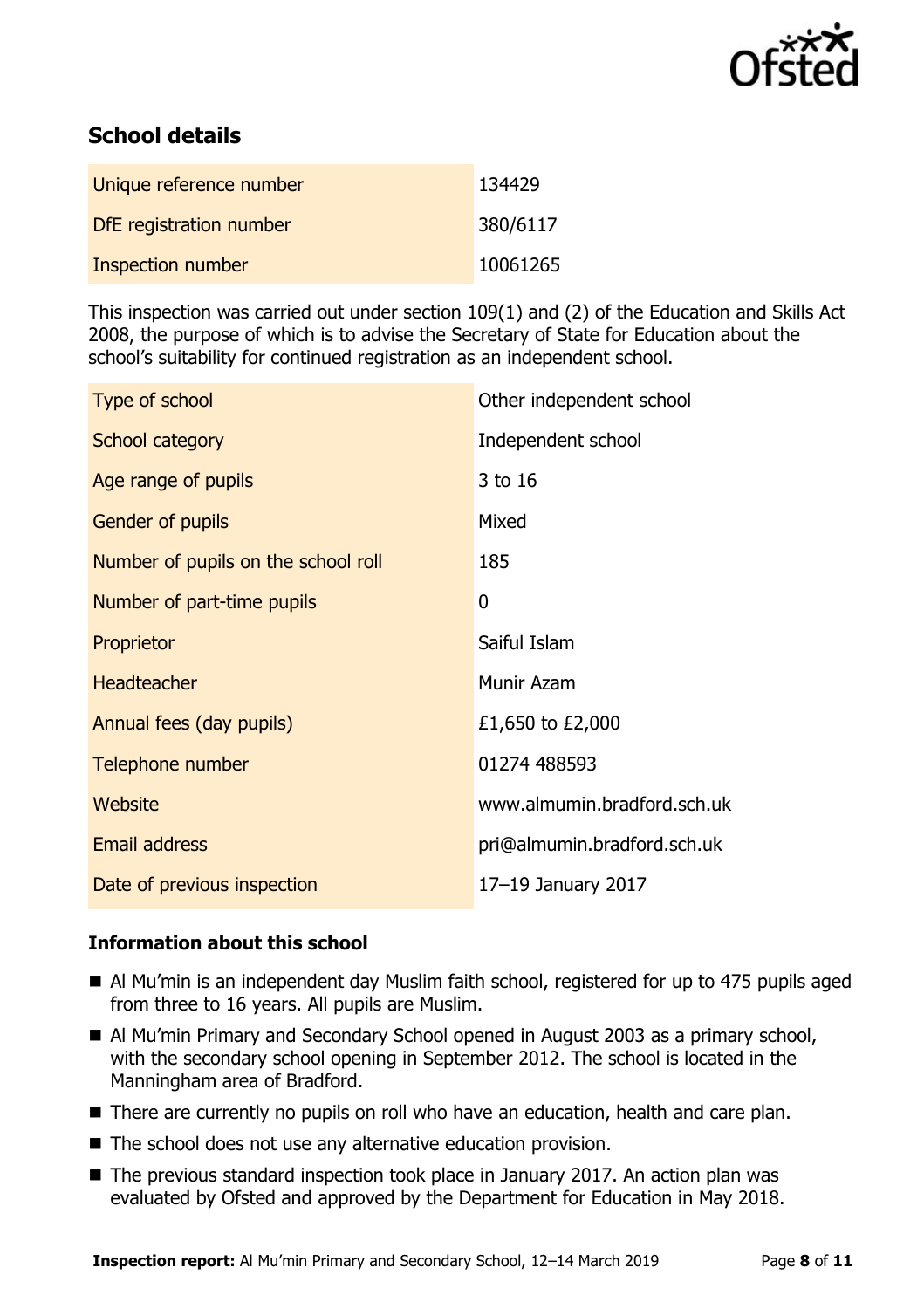## School details

| | |
|---|---|
| Unique reference number | 134429 |
| DfE registration number | 380/6117 |
| Inspection number | 10061265 |

This inspection was carried out under section 109(1) and (2) of the Education and Skills Act 2008, the purpose of which is to advise the Secretary of State for Education about the school's suitability for continued registration as an independent school.

| | |
|---|---|
| Type of school | Other independent school |
| School category | Independent school |
| Age range of pupils | 3 to 16 |
| Gender of pupils | Mixed |
| Number of pupils on the school roll | 185 |
| Number of part-time pupils | 0 |
| Proprietor | Saiful Islam |
| Headteacher | Munir Azam |
| Annual fees (day pupils) | £1,650 to £2,000 |
| Telephone number | 01274 488593 |
| Website | www.almumin.bradford.sch.uk |
| Email address | pri@almumin.bradford.sch.uk |
| Date of previous inspection | 17–19 January 2017 |

### Information about this school

- Al Mu'min is an independent day Muslim faith school, registered for up to 475 pupils aged from three to 16 years. All pupils are Muslim.
- Al Mu'min Primary and Secondary School opened in August 2003 as a primary school, with the secondary school opening in September 2012. The school is located in the Manningham area of Bradford.
- There are currently no pupils on roll who have an education, health and care plan.
- The school does not use any alternative education provision.
- The previous standard inspection took place in January 2017. An action plan was evaluated by Ofsted and approved by the Department for Education in May 2018.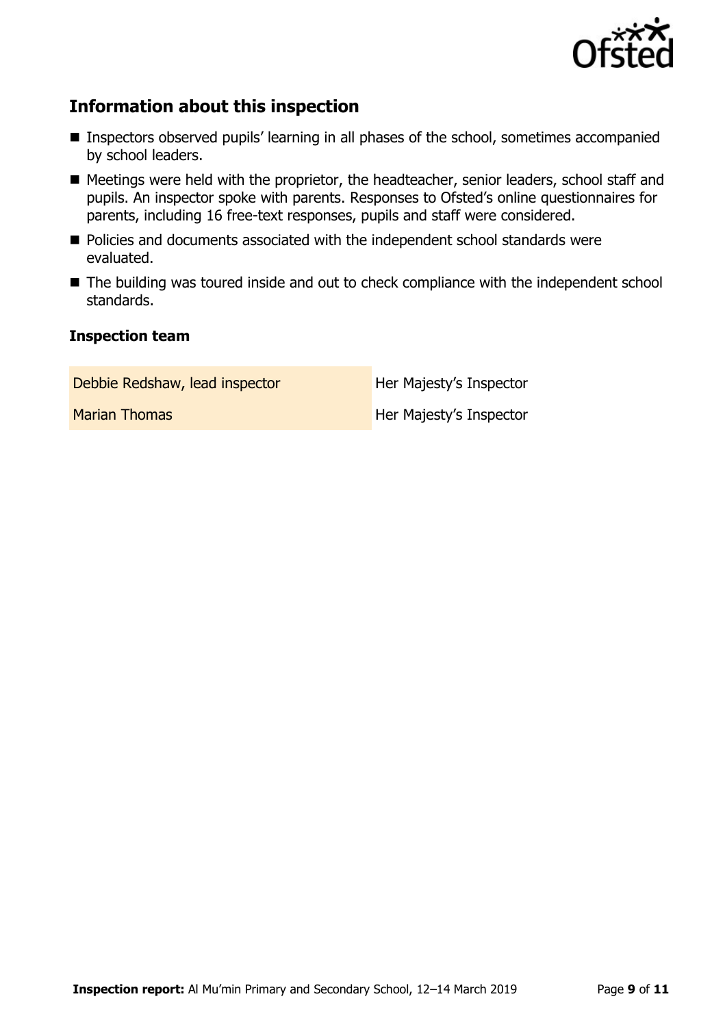## Information about this inspection

- Inspectors observed pupils' learning in all phases of the school, sometimes accompanied by school leaders.
- Meetings were held with the proprietor, the headteacher, senior leaders, school staff and pupils. An inspector spoke with parents. Responses to Ofsted's online questionnaires for parents, including 16 free-text responses, pupils and staff were considered.
- Policies and documents associated with the independent school standards were evaluated.
- The building was toured inside and out to check compliance with the independent school standards.

### Inspection team

| | |
|---|---|
| Debbie Redshaw, lead inspector | Her Majesty's Inspector |
| Marian Thomas | Her Majesty's Inspector |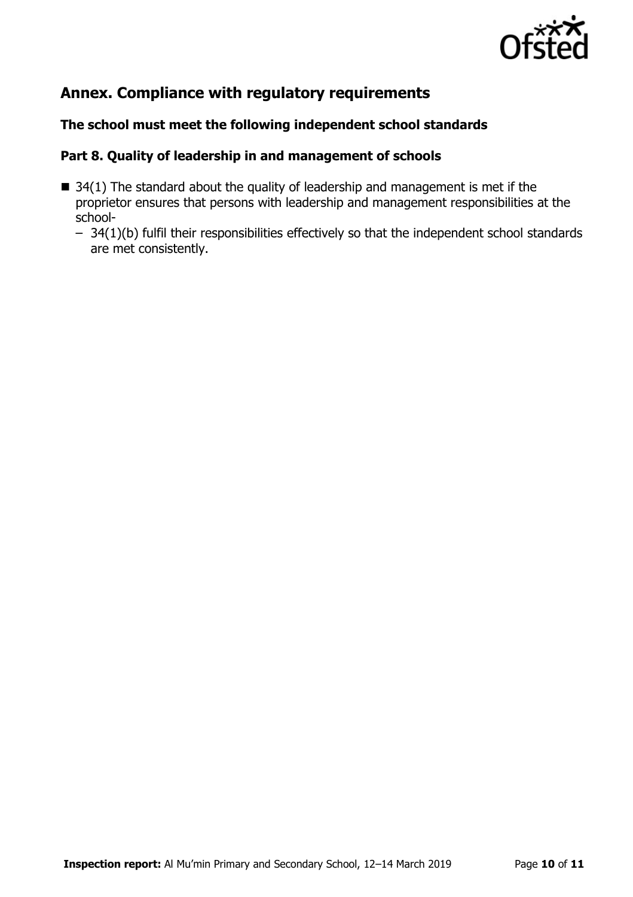## Annex. Compliance with regulatory requirements

### The school must meet the following independent school standards

### Part 8. Quality of leadership in and management of schools

- 34(1) The standard about the quality of leadership and management is met if the proprietor ensures that persons with leadership and management responsibilities at the school-
  - 34(1)(b) fulfil their responsibilities effectively so that the independent school standards are met consistently.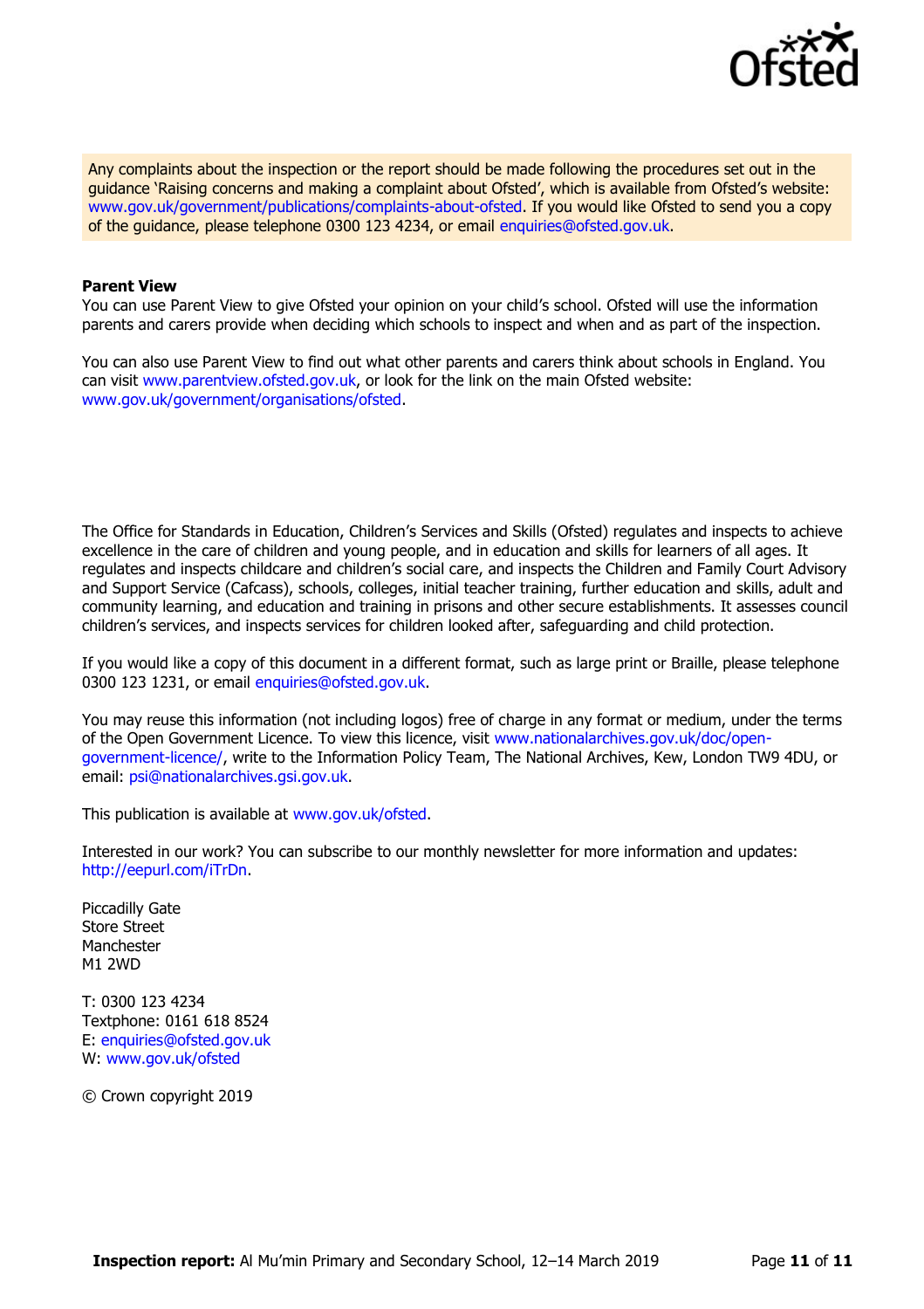Any complaints about the inspection or the report should be made following the procedures set out in the guidance 'Raising concerns and making a complaint about Ofsted', which is available from Ofsted's website: www.gov.uk/government/publications/complaints-about-ofsted. If you would like Ofsted to send you a copy of the guidance, please telephone 0300 123 4234, or email enquiries@ofsted.gov.uk.

**Parent View**

You can use Parent View to give Ofsted your opinion on your child's school. Ofsted will use the information parents and carers provide when deciding which schools to inspect and when and as part of the inspection.

You can also use Parent View to find out what other parents and carers think about schools in England. You can visit www.parentview.ofsted.gov.uk, or look for the link on the main Ofsted website: www.gov.uk/government/organisations/ofsted.

The Office for Standards in Education, Children's Services and Skills (Ofsted) regulates and inspects to achieve excellence in the care of children and young people, and in education and skills for learners of all ages. It regulates and inspects childcare and children's social care, and inspects the Children and Family Court Advisory and Support Service (Cafcass), schools, colleges, initial teacher training, further education and skills, adult and community learning, and education and training in prisons and other secure establishments. It assesses council children's services, and inspects services for children looked after, safeguarding and child protection.

If you would like a copy of this document in a different format, such as large print or Braille, please telephone 0300 123 1231, or email enquiries@ofsted.gov.uk.

You may reuse this information (not including logos) free of charge in any format or medium, under the terms of the Open Government Licence. To view this licence, visit www.nationalarchives.gov.uk/doc/open-government-licence/, write to the Information Policy Team, The National Archives, Kew, London TW9 4DU, or email: psi@nationalarchives.gsi.gov.uk.

This publication is available at www.gov.uk/ofsted.

Interested in our work? You can subscribe to our monthly newsletter for more information and updates: http://eepurl.com/iTrDn.

Piccadilly Gate
Store Street
Manchester
M1 2WD

T: 0300 123 4234
Textphone: 0161 618 8524
E: enquiries@ofsted.gov.uk
W: www.gov.uk/ofsted

© Crown copyright 2019